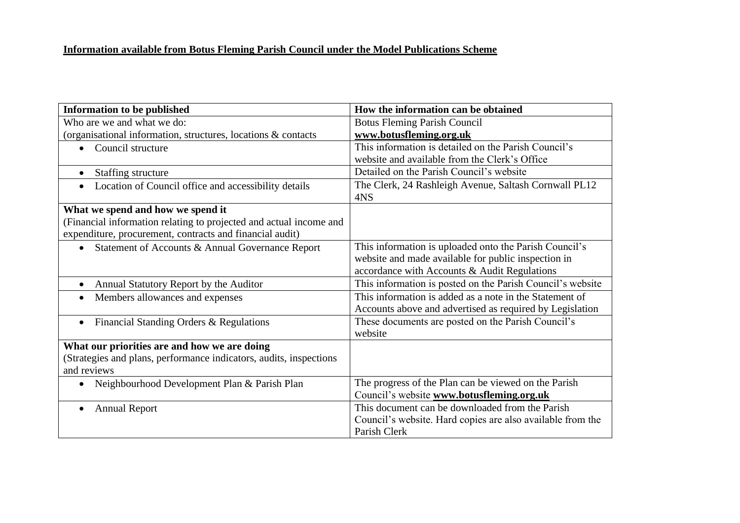**<u>Information available from Botus Fleming Parish Council under the Model Publications Scheme</u>**

| **Information to be published** | **How the information can be obtained** |
|---|---|
| Who are we and what we do:<br>(organisational information, structures, locations & contacts | Botus Fleming Parish Council<br>**www.botusfleming.org.uk** |
| • Council structure | This information is detailed on the Parish Council's website and available from the Clerk's Office |
| • Staffing structure | Detailed on the Parish Council's website |
| • Location of Council office and accessibility details | The Clerk, 24 Rashleigh Avenue, Saltash Cornwall PL12 4NS |
| **What we spend and how we spend it**<br>(Financial information relating to projected and actual income and expenditure, procurement, contracts and financial audit) | |
| • Statement of Accounts & Annual Governance Report | This information is uploaded onto the Parish Council's website and made available for public inspection in accordance with Accounts & Audit Regulations |
| • Annual Statutory Report by the Auditor | This information is posted on the Parish Council's website |
| • Members allowances and expenses | This information is added as a note in the Statement of Accounts above and advertised as required by Legislation |
| • Financial Standing Orders & Regulations | These documents are posted on the Parish Council's website |
| **What our priorities are and how we are doing**<br>(Strategies and plans, performance indicators, audits, inspections and reviews | |
| • Neighbourhood Development Plan & Parish Plan | The progress of the Plan can be viewed on the Parish Council's website **www.botusfleming.org.uk** |
| • Annual Report | This document can be downloaded from the Parish Council's website. Hard copies are also available from the Parish Clerk |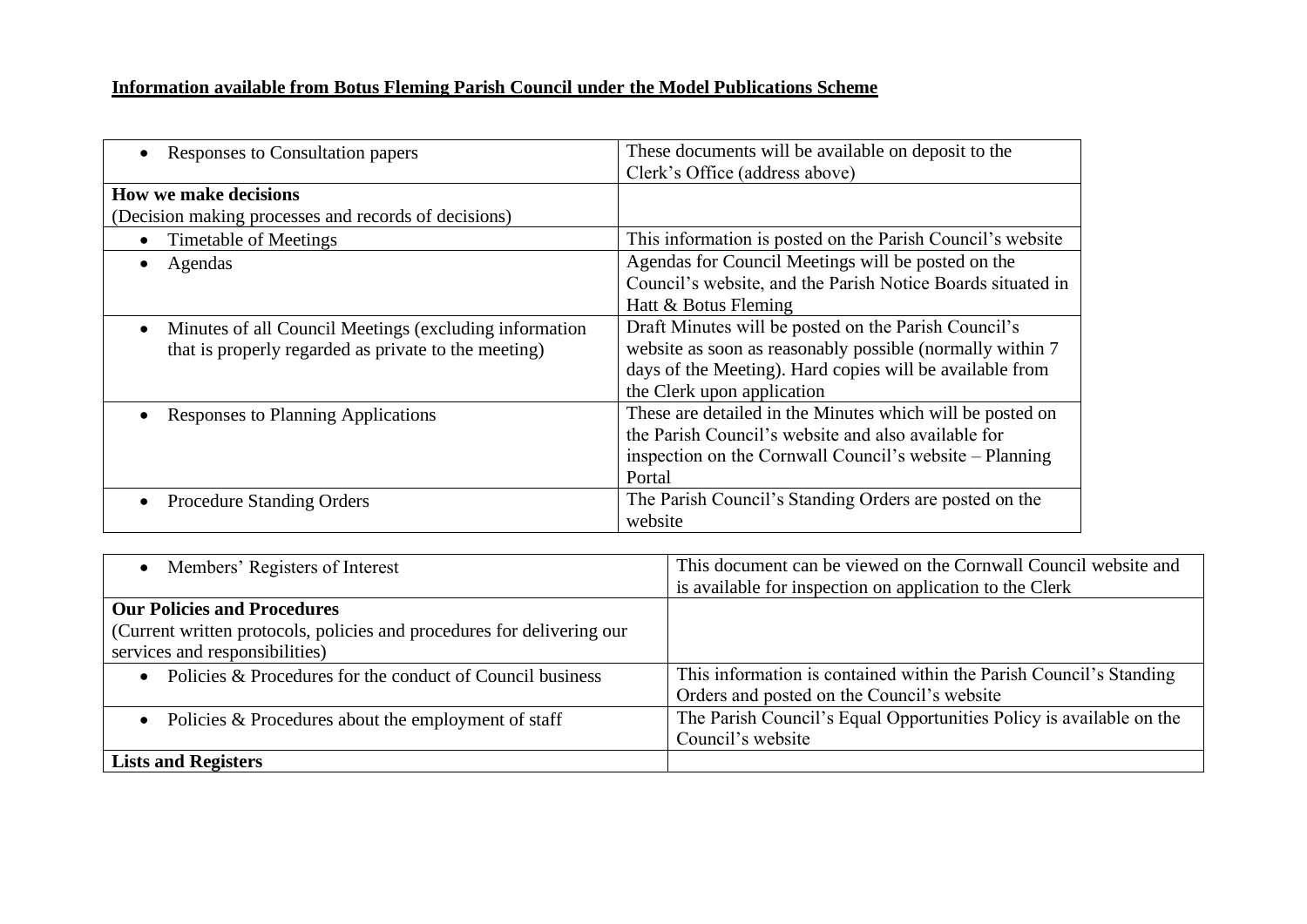**Information available from Botus Fleming Parish Council under the Model Publications Scheme**

| | |
|---|---|
| • Responses to Consultation papers | These documents will be available on deposit to the Clerk's Office (address above) |
| **How we make decisions**<br>(Decision making processes and records of decisions) | |
| • Timetable of Meetings | This information is posted on the Parish Council's website |
| • Agendas | Agendas for Council Meetings will be posted on the Council's website, and the Parish Notice Boards situated in Hatt & Botus Fleming |
| • Minutes of all Council Meetings (excluding information that is properly regarded as private to the meeting) | Draft Minutes will be posted on the Parish Council's website as soon as reasonably possible (normally within 7 days of the Meeting). Hard copies will be available from the Clerk upon application |
| • Responses to Planning Applications | These are detailed in the Minutes which will be posted on the Parish Council's website and also available for inspection on the Cornwall Council's website – Planning Portal |
| • Procedure Standing Orders | The Parish Council's Standing Orders are posted on the website |

| | |
|---|---|
| • Members' Registers of Interest | This document can be viewed on the Cornwall Council website and is available for inspection on application to the Clerk |
| **Our Policies and Procedures**<br>(Current written protocols, policies and procedures for delivering our services and responsibilities) | |
| • Policies & Procedures for the conduct of Council business | This information is contained within the Parish Council's Standing Orders and posted on the Council's website |
| • Policies & Procedures about the employment of staff | The Parish Council's Equal Opportunities Policy is available on the Council's website |
| **Lists and Registers** | |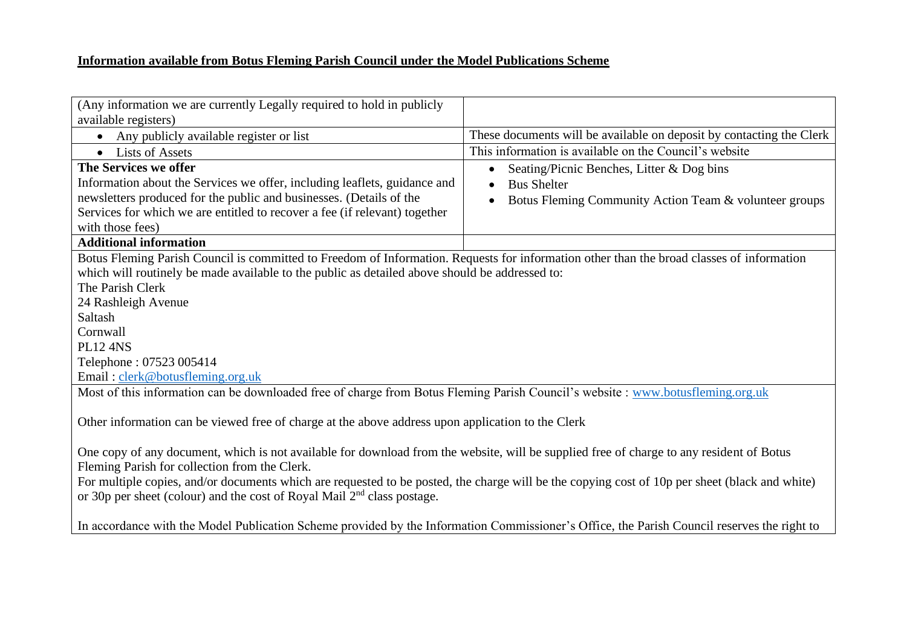**Information available from Botus Fleming Parish Council under the Model Publications Scheme**

| | |
|---|---|
| (Any information we are currently Legally required to hold in publicly available registers) | |
| • Any publicly available register or list | These documents will be available on deposit by contacting the Clerk |
| • Lists of Assets | This information is available on the Council's website |
| **The Services we offer**<br>Information about the Services we offer, including leaflets, guidance and newsletters produced for the public and businesses. (Details of the Services for which we are entitled to recover a fee (if relevant) together with those fees) | • Seating/Picnic Benches, Litter & Dog bins<br>• Bus Shelter<br>• Botus Fleming Community Action Team & volunteer groups |
| **Additional information** | |

Botus Fleming Parish Council is committed to Freedom of Information. Requests for information other than the broad classes of information which will routinely be made available to the public as detailed above should be addressed to:

The Parish Clerk
24 Rashleigh Avenue
Saltash
Cornwall
PL12 4NS
Telephone : 07523 005414
Email : clerk@botusfleming.org.uk

Most of this information can be downloaded free of charge from Botus Fleming Parish Council's website : www.botusfleming.org.uk

Other information can be viewed free of charge at the above address upon application to the Clerk

One copy of any document, which is not available for download from the website, will be supplied free of charge to any resident of Botus Fleming Parish for collection from the Clerk.

For multiple copies, and/or documents which are requested to be posted, the charge will be the copying cost of 10p per sheet (black and white) or 30p per sheet (colour) and the cost of Royal Mail 2nd class postage.

In accordance with the Model Publication Scheme provided by the Information Commissioner's Office, the Parish Council reserves the right to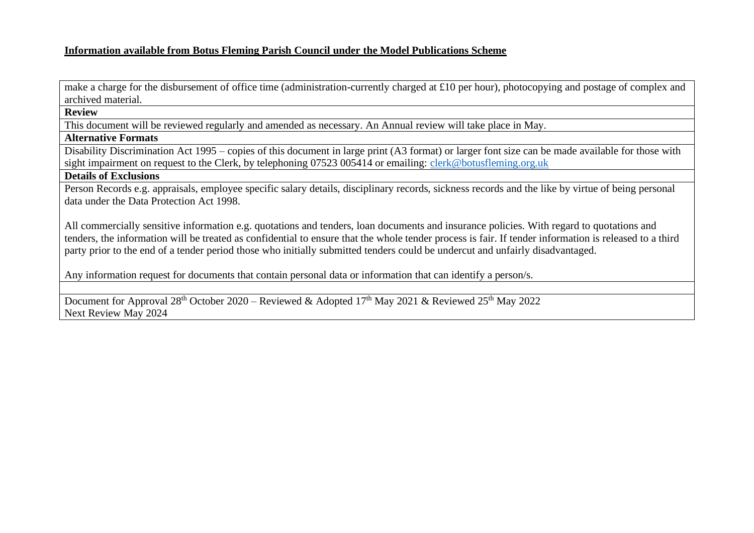**Information available from Botus Fleming Parish Council under the Model Publications Scheme**

| |
|---|
| make a charge for the disbursement of office time (administration-currently charged at £10 per hour), photocopying and postage of complex and archived material. |
| **Review** |
| This document will be reviewed regularly and amended as necessary. An Annual review will take place in May. |
| **Alternative Formats** |
| Disability Discrimination Act 1995 – copies of this document in large print (A3 format) or larger font size can be made available for those with sight impairment on request to the Clerk, by telephoning 07523 005414 or emailing: clerk@botusfleming.org.uk |
| **Details of Exclusions** |
| Person Records e.g. appraisals, employee specific salary details, disciplinary records, sickness records and the like by virtue of being personal data under the Data Protection Act 1998.<br><br>All commercially sensitive information e.g. quotations and tenders, loan documents and insurance policies. With regard to quotations and tenders, the information will be treated as confidential to ensure that the whole tender process is fair. If tender information is released to a third party prior to the end of a tender period those who initially submitted tenders could be undercut and unfairly disadvantaged.<br><br>Any information request for documents that contain personal data or information that can identify a person/s. |
| |
| Document for Approval 28th October 2020 – Reviewed & Adopted 17th May 2021 & Reviewed 25th May 2022<br>Next Review May 2024 |